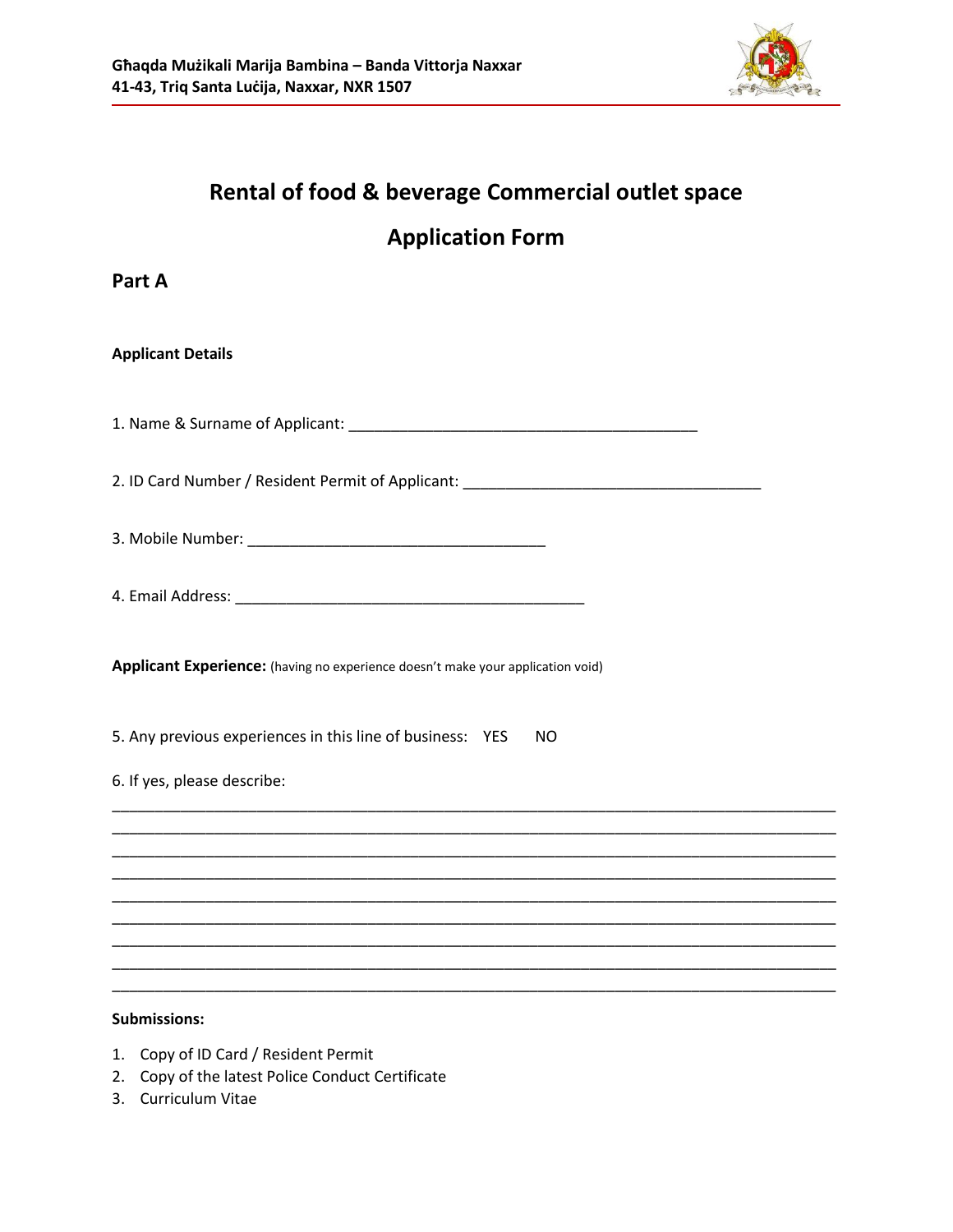**Għaqda Mużikali Marija Bambina – Banda Vittorja Naxxar**
**41-43, Triq Santa Luċija, Naxxar, NXR 1507**

# Rental of food & beverage Commercial outlet space

# Application Form

## Part A

**Applicant Details**

1. Name & Surname of Applicant: ________________________________________

2. ID Card Number / Resident Permit of Applicant: ___________________________________

3. Mobile Number: ___________________________________

4. Email Address: ________________________________________

**Applicant Experience:** (having no experience doesn't make your application void)

5. Any previous experiences in this line of business: YES NO

6. If yes, please describe:

______________________________________________________________________________
______________________________________________________________________________
______________________________________________________________________________
______________________________________________________________________________
______________________________________________________________________________
______________________________________________________________________________
______________________________________________________________________________
______________________________________________________________________________
______________________________________________________________________________

**Submissions:**

1. Copy of ID Card / Resident Permit
2. Copy of the latest Police Conduct Certificate
3. Curriculum Vitae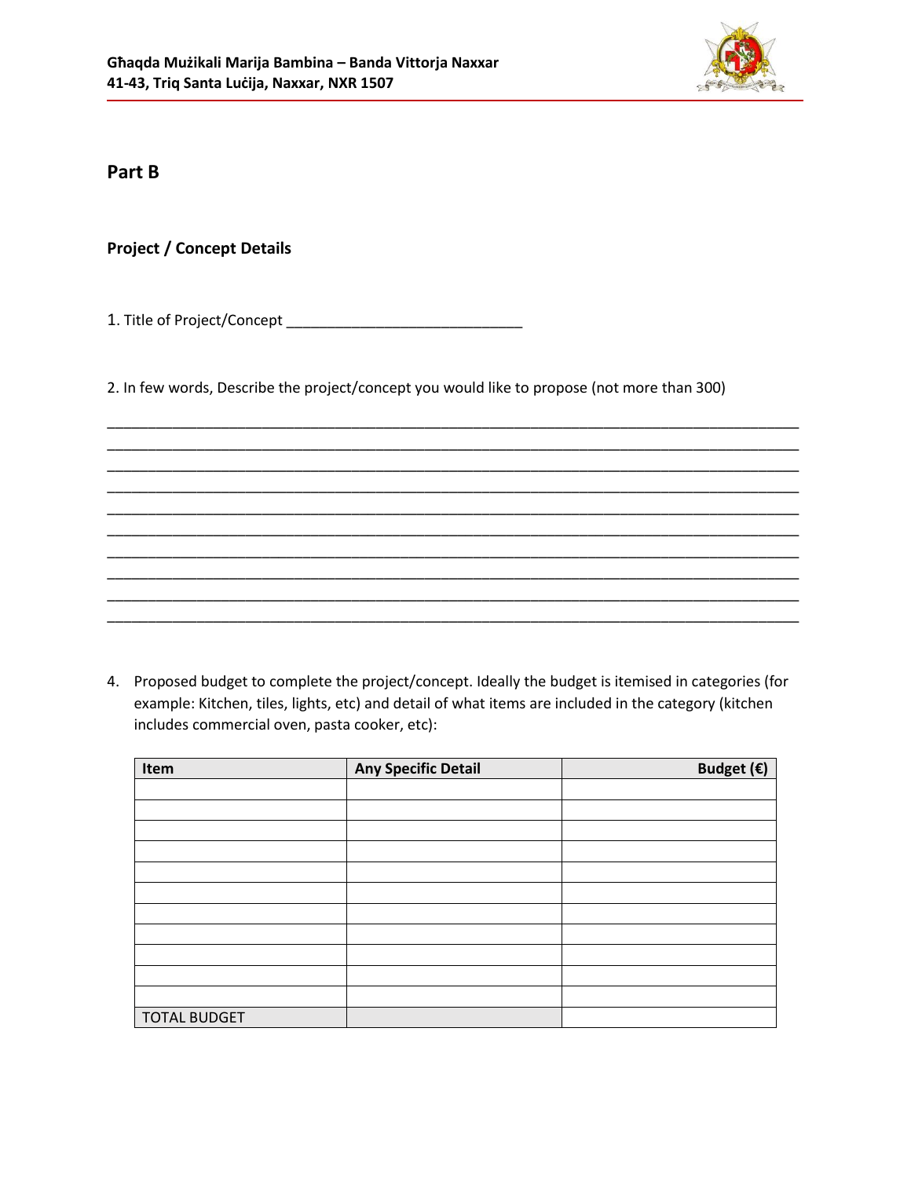## Part B

### Project / Concept Details

1. Title of Project/Concept ______________________________

2. In few words, Describe the project/concept you would like to propose (not more than 300)

__________________________________________________________________________________________
__________________________________________________________________________________________
__________________________________________________________________________________________
__________________________________________________________________________________________
__________________________________________________________________________________________
__________________________________________________________________________________________
__________________________________________________________________________________________
__________________________________________________________________________________________
__________________________________________________________________________________________
__________________________________________________________________________________________

4. Proposed budget to complete the project/concept. Ideally the budget is itemised in categories (for example: Kitchen, tiles, lights, etc) and detail of what items are included in the category (kitchen includes commercial oven, pasta cooker, etc):

| Item | Any Specific Detail | Budget (€) |
|---|---|---:|
| | | |
| | | |
| | | |
| | | |
| | | |
| | | |
| | | |
| | | |
| | | |
| | | |
| | | |
| TOTAL BUDGET | | |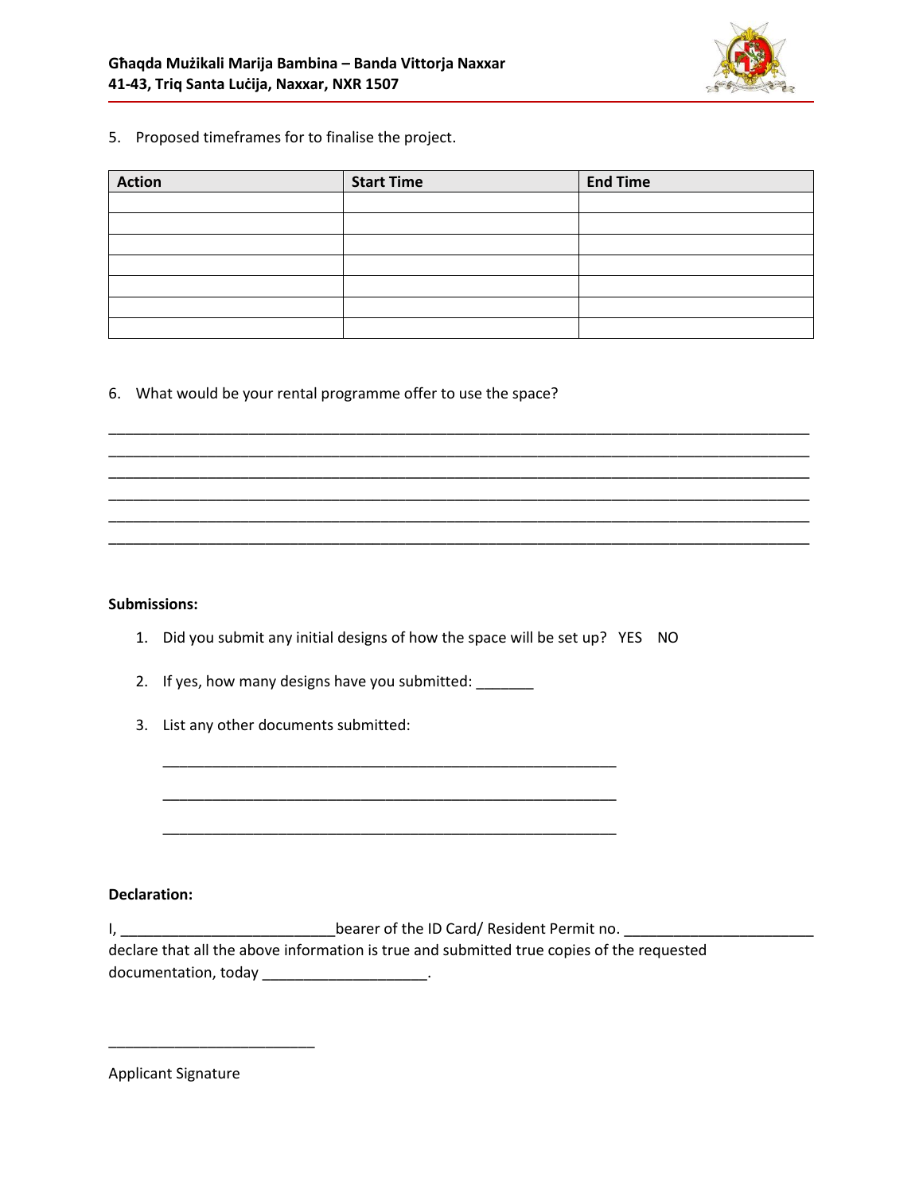5. Proposed timeframes for to finalise the project.

| Action | Start Time | End Time |
|---|---|---|
| | | |
| | | |
| | | |
| | | |
| | | |
| | | |
| | | |

6. What would be your rental programme offer to use the space?

______________________________________________________________________________________
______________________________________________________________________________________
______________________________________________________________________________________
______________________________________________________________________________________
______________________________________________________________________________________
______________________________________________________________________________________

**Submissions:**

1. Did you submit any initial designs of how the space will be set up? YES NO
2. If yes, how many designs have you submitted: _______
3. List any other documents submitted:

   _______________________________________________________

   _______________________________________________________

   _______________________________________________________

**Declaration:**

I, __________________________bearer of the ID Card/ Resident Permit no. _______________________ declare that all the above information is true and submitted true copies of the requested documentation, today ____________________.

_________________________

Applicant Signature